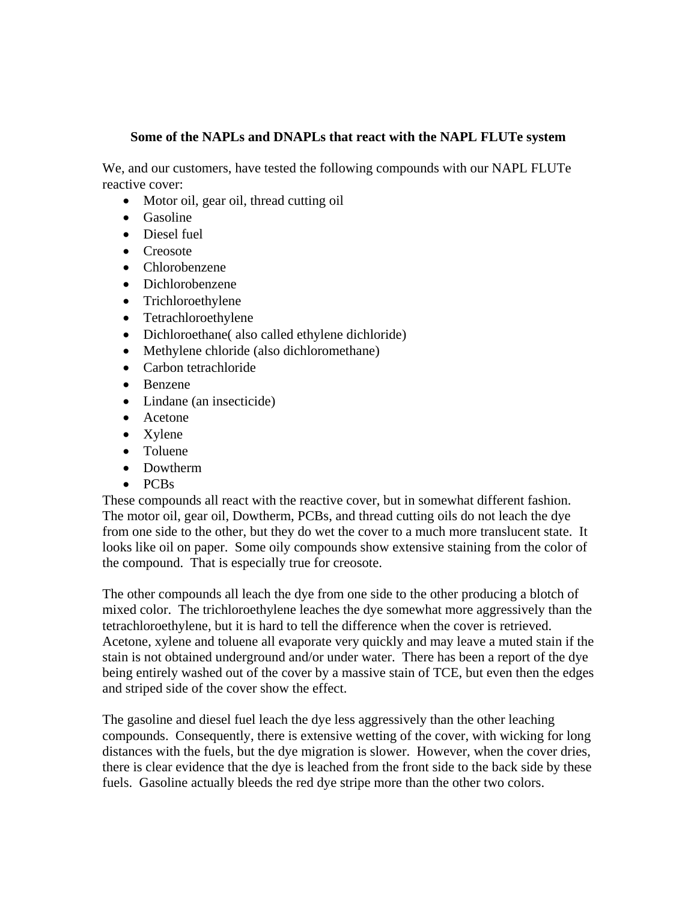**Some of the NAPLs and DNAPLs that react with the NAPL FLUTe system**

We, and our customers, have tested the following compounds with our NAPL FLUTe reactive cover:

- Motor oil, gear oil, thread cutting oil
- Gasoline
- Diesel fuel
- Creosote
- Chlorobenzene
- Dichlorobenzene
- Trichloroethylene
- Tetrachloroethylene
- Dichloroethane( also called ethylene dichloride)
- Methylene chloride (also dichloromethane)
- Carbon tetrachloride
- Benzene
- Lindane (an insecticide)
- Acetone
- Xylene
- Toluene
- Dowtherm
- PCBs

These compounds all react with the reactive cover, but in somewhat different fashion. The motor oil, gear oil, Dowtherm, PCBs, and thread cutting oils do not leach the dye from one side to the other, but they do wet the cover to a much more translucent state. It looks like oil on paper. Some oily compounds show extensive staining from the color of the compound. That is especially true for creosote.

The other compounds all leach the dye from one side to the other producing a blotch of mixed color. The trichloroethylene leaches the dye somewhat more aggressively than the tetrachloroethylene, but it is hard to tell the difference when the cover is retrieved. Acetone, xylene and toluene all evaporate very quickly and may leave a muted stain if the stain is not obtained underground and/or under water. There has been a report of the dye being entirely washed out of the cover by a massive stain of TCE, but even then the edges and striped side of the cover show the effect.

The gasoline and diesel fuel leach the dye less aggressively than the other leaching compounds. Consequently, there is extensive wetting of the cover, with wicking for long distances with the fuels, but the dye migration is slower. However, when the cover dries, there is clear evidence that the dye is leached from the front side to the back side by these fuels. Gasoline actually bleeds the red dye stripe more than the other two colors.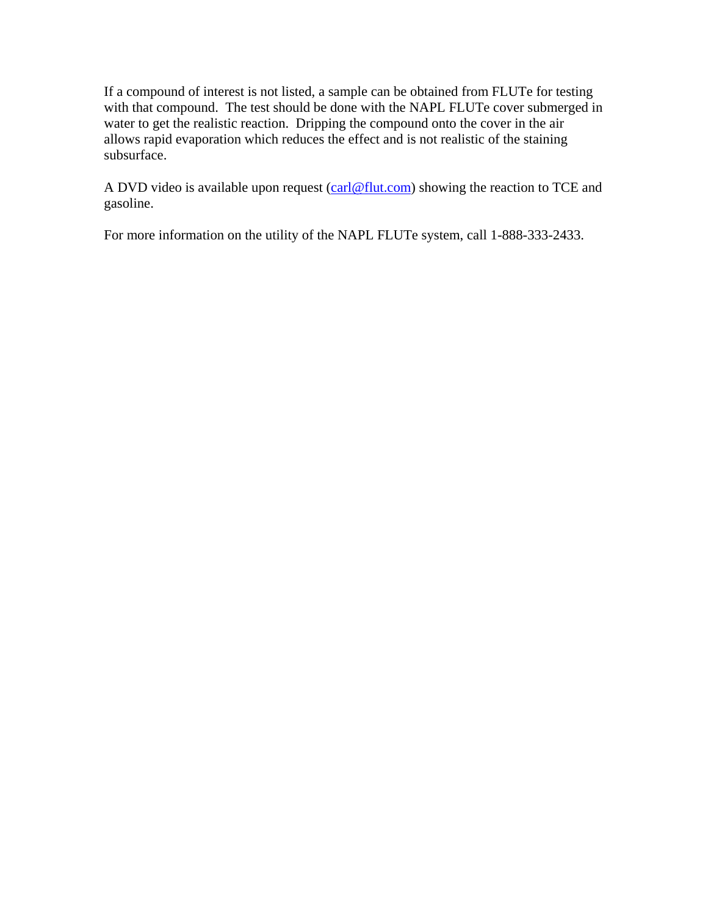If a compound of interest is not listed, a sample can be obtained from FLUTe for testing with that compound. The test should be done with the NAPL FLUTe cover submerged in water to get the realistic reaction. Dripping the compound onto the cover in the air allows rapid evaporation which reduces the effect and is not realistic of the staining subsurface.

A DVD video is available upon request (carl@flut.com) showing the reaction to TCE and gasoline.

For more information on the utility of the NAPL FLUTe system, call 1-888-333-2433.